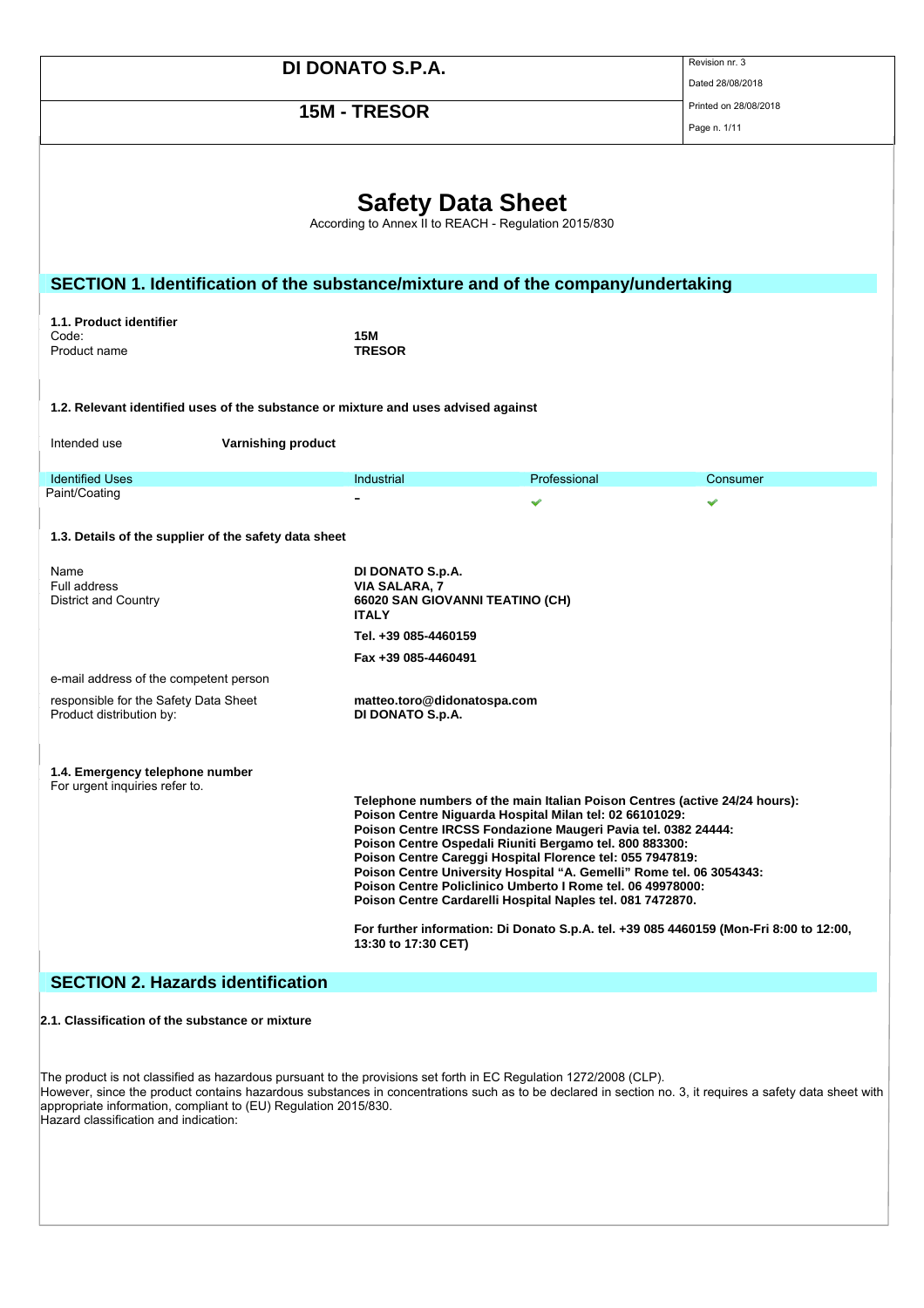# Safety Data Sheet

According to Annex II to REACH - Regulation 2015/830

## SECTION 1. Identification of the substance/mixture and of the company/undertaking

### 1.1. Product identifier

| | |
|---|---|
| Code: | **15M** |
| Product name | **TRESOR** |

### 1.2. Relevant identified uses of the substance or mixture and uses advised against

Intended use **Varnishing product**

| Identified Uses | Industrial | Professional | Consumer |
|---|---|---|---|
| Paint/Coating | - | ✔ | ✔ |

### 1.3. Details of the supplier of the safety data sheet

| | |
|---|---|
| Name | **DI DONATO S.p.A.** |
| Full address | **VIA SALARA, 7** |
| District and Country | **66020 SAN GIOVANNI TEATINO (CH)** |
| | **ITALY** |
| | **Tel. +39 085-4460159** |
| | **Fax +39 085-4460491** |
| e-mail address of the competent person | |
| responsible for the Safety Data Sheet | **matteo.toro@didonatospa.com** |
| Product distribution by: | **DI DONATO S.p.A.** |

### 1.4. Emergency telephone number

For urgent inquiries refer to.

**Telephone numbers of the main Italian Poison Centres (active 24/24 hours):**
**Poison Centre Niguarda Hospital Milan tel: 02 66101029:**
**Poison Centre IRCSS Fondazione Maugeri Pavia tel. 0382 24444:**
**Poison Centre Ospedali Riuniti Bergamo tel. 800 883300:**
**Poison Centre Careggi Hospital Florence tel: 055 7947819:**
**Poison Centre University Hospital "A. Gemelli" Rome tel. 06 3054343:**
**Poison Centre Policlinico Umberto I Rome tel. 06 49978000:**
**Poison Centre Cardarelli Hospital Naples tel. 081 7472870.**

**For further information: Di Donato S.p.A. tel. +39 085 4460159 (Mon-Fri 8:00 to 12:00, 13:30 to 17:30 CET)**

## SECTION 2. Hazards identification

### 2.1. Classification of the substance or mixture

The product is not classified as hazardous pursuant to the provisions set forth in EC Regulation 1272/2008 (CLP).
However, since the product contains hazardous substances in concentrations such as to be declared in section no. 3, it requires a safety data sheet with appropriate information, compliant to (EU) Regulation 2015/830.
Hazard classification and indication: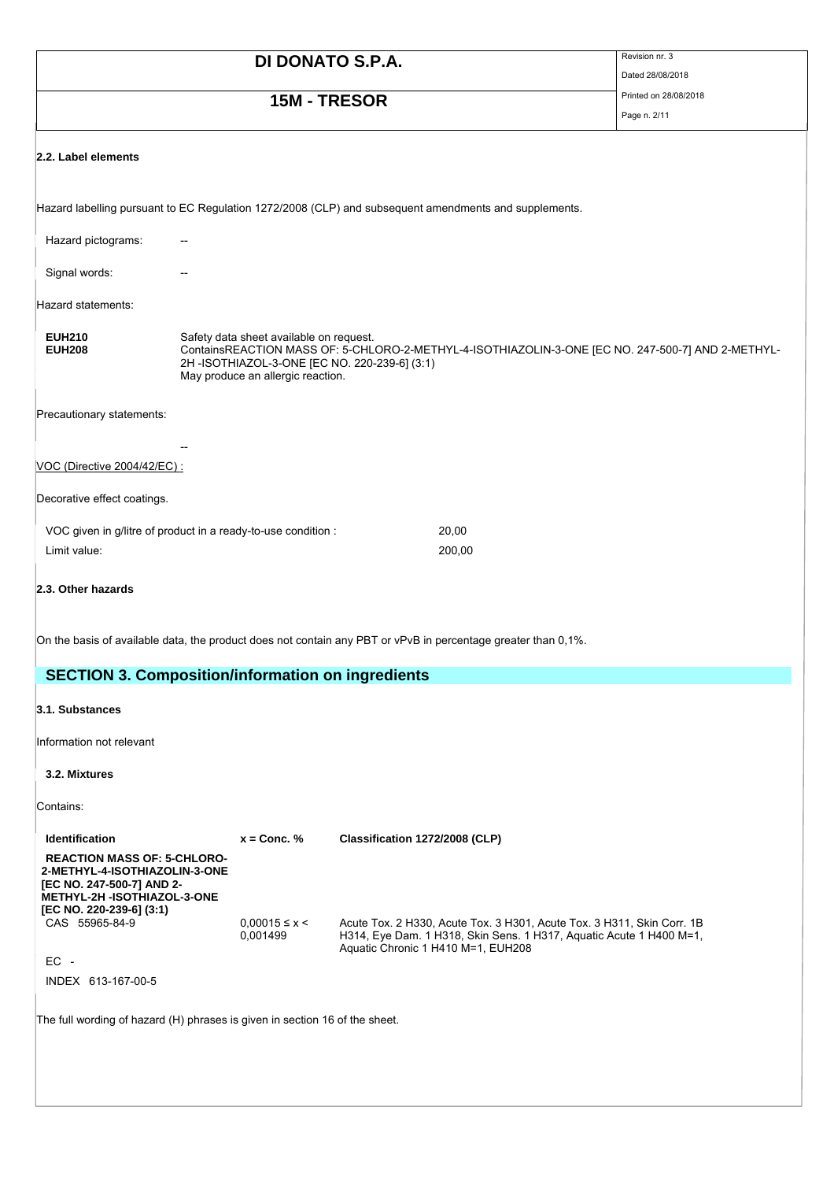### 2.2. Label elements

Hazard labelling pursuant to EC Regulation 1272/2008 (CLP) and subsequent amendments and supplements.

Hazard pictograms: --

Signal words: --

Hazard statements:

| | |
|---|---|
| **EUH210** | Safety data sheet available on request. |
| **EUH208** | ContainsREACTION MASS OF: 5-CHLORO-2-METHYL-4-ISOTHIAZOLIN-3-ONE [EC NO. 247-500-7] AND 2-METHYL-2H -ISOTHIAZOL-3-ONE [EC NO. 220-239-6] (3:1)<br>May produce an allergic reaction. |

Precautionary statements:

--

VOC (Directive 2004/42/EC) :

Decorative effect coatings.

| | |
|---|---|
| VOC given in g/litre of product in a ready-to-use condition : | 20,00 |
| Limit value: | 200,00 |

### 2.3. Other hazards

On the basis of available data, the product does not contain any PBT or vPvB in percentage greater than 0,1%.

## SECTION 3. Composition/information on ingredients

### 3.1. Substances

Information not relevant

### 3.2. Mixtures

Contains:

| Identification | x = Conc. % | Classification 1272/2008 (CLP) |
|---|---|---|
| **REACTION MASS OF: 5-CHLORO-2-METHYL-4-ISOTHIAZOLIN-3-ONE [EC NO. 247-500-7] AND 2-METHYL-2H -ISOTHIAZOL-3-ONE [EC NO. 220-239-6] (3:1)** | | |
| CAS 55965-84-9 | 0,00015 ≤ x < 0,001499 | Acute Tox. 2 H330, Acute Tox. 3 H301, Acute Tox. 3 H311, Skin Corr. 1B H314, Eye Dam. 1 H318, Skin Sens. 1 H317, Aquatic Acute 1 H400 M=1, Aquatic Chronic 1 H410 M=1, EUH208 |
| EC - | | |
| INDEX 613-167-00-5 | | |

The full wording of hazard (H) phrases is given in section 16 of the sheet.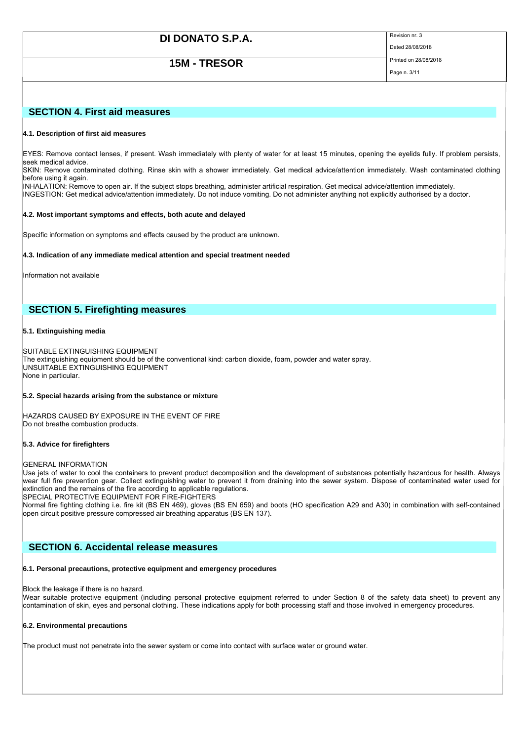## SECTION 4. First aid measures

### 4.1. Description of first aid measures

EYES: Remove contact lenses, if present. Wash immediately with plenty of water for at least 15 minutes, opening the eyelids fully. If problem persists, seek medical advice.
SKIN: Remove contaminated clothing. Rinse skin with a shower immediately. Get medical advice/attention immediately. Wash contaminated clothing before using it again.
INHALATION: Remove to open air. If the subject stops breathing, administer artificial respiration. Get medical advice/attention immediately.
INGESTION: Get medical advice/attention immediately. Do not induce vomiting. Do not administer anything not explicitly authorised by a doctor.

### 4.2. Most important symptoms and effects, both acute and delayed

Specific information on symptoms and effects caused by the product are unknown.

### 4.3. Indication of any immediate medical attention and special treatment needed

Information not available

## SECTION 5. Firefighting measures

### 5.1. Extinguishing media

SUITABLE EXTINGUISHING EQUIPMENT
The extinguishing equipment should be of the conventional kind: carbon dioxide, foam, powder and water spray.
UNSUITABLE EXTINGUISHING EQUIPMENT
None in particular.

### 5.2. Special hazards arising from the substance or mixture

HAZARDS CAUSED BY EXPOSURE IN THE EVENT OF FIRE
Do not breathe combustion products.

### 5.3. Advice for firefighters

GENERAL INFORMATION
Use jets of water to cool the containers to prevent product decomposition and the development of substances potentially hazardous for health. Always wear full fire prevention gear. Collect extinguishing water to prevent it from draining into the sewer system. Dispose of contaminated water used for extinction and the remains of the fire according to applicable regulations.
SPECIAL PROTECTIVE EQUIPMENT FOR FIRE-FIGHTERS
Normal fire fighting clothing i.e. fire kit (BS EN 469), gloves (BS EN 659) and boots (HO specification A29 and A30) in combination with self-contained open circuit positive pressure compressed air breathing apparatus (BS EN 137).

## SECTION 6. Accidental release measures

### 6.1. Personal precautions, protective equipment and emergency procedures

Block the leakage if there is no hazard.
Wear suitable protective equipment (including personal protective equipment referred to under Section 8 of the safety data sheet) to prevent any contamination of skin, eyes and personal clothing. These indications apply for both processing staff and those involved in emergency procedures.

### 6.2. Environmental precautions

The product must not penetrate into the sewer system or come into contact with surface water or ground water.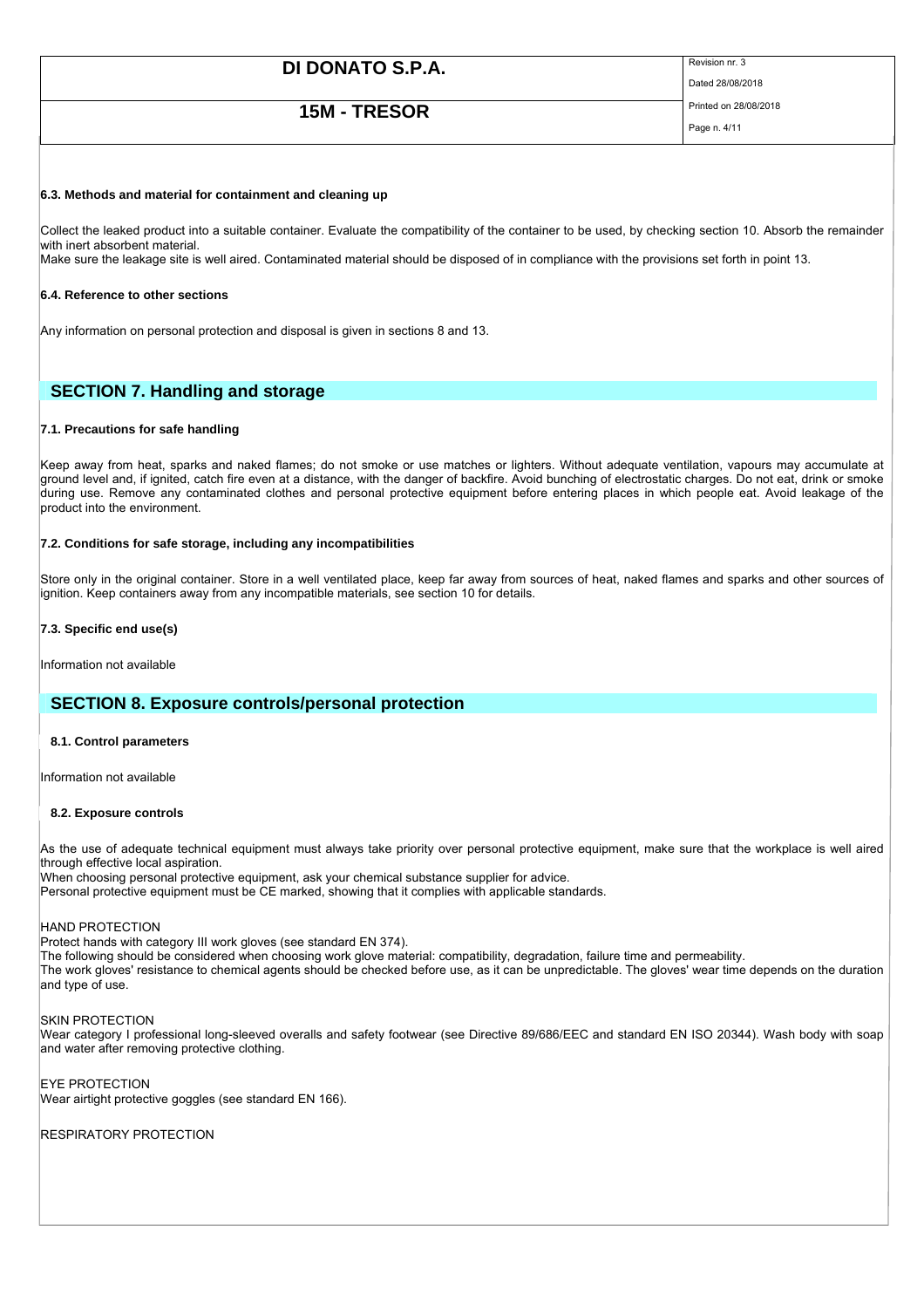#### 6.3. Methods and material for containment and cleaning up

Collect the leaked product into a suitable container. Evaluate the compatibility of the container to be used, by checking section 10. Absorb the remainder with inert absorbent material.
Make sure the leakage site is well aired. Contaminated material should be disposed of in compliance with the provisions set forth in point 13.

#### 6.4. Reference to other sections

Any information on personal protection and disposal is given in sections 8 and 13.

## SECTION 7. Handling and storage

#### 7.1. Precautions for safe handling

Keep away from heat, sparks and naked flames; do not smoke or use matches or lighters. Without adequate ventilation, vapours may accumulate at ground level and, if ignited, catch fire even at a distance, with the danger of backfire. Avoid bunching of electrostatic charges. Do not eat, drink or smoke during use. Remove any contaminated clothes and personal protective equipment before entering places in which people eat. Avoid leakage of the product into the environment.

#### 7.2. Conditions for safe storage, including any incompatibilities

Store only in the original container. Store in a well ventilated place, keep far away from sources of heat, naked flames and sparks and other sources of ignition. Keep containers away from any incompatible materials, see section 10 for details.

#### 7.3. Specific end use(s)

Information not available

## SECTION 8. Exposure controls/personal protection

#### 8.1. Control parameters

Information not available

#### 8.2. Exposure controls

As the use of adequate technical equipment must always take priority over personal protective equipment, make sure that the workplace is well aired through effective local aspiration.
When choosing personal protective equipment, ask your chemical substance supplier for advice.
Personal protective equipment must be CE marked, showing that it complies with applicable standards.

HAND PROTECTION
Protect hands with category III work gloves (see standard EN 374).
The following should be considered when choosing work glove material: compatibility, degradation, failure time and permeability.
The work gloves' resistance to chemical agents should be checked before use, as it can be unpredictable. The gloves' wear time depends on the duration and type of use.

SKIN PROTECTION
Wear category I professional long-sleeved overalls and safety footwear (see Directive 89/686/EEC and standard EN ISO 20344). Wash body with soap and water after removing protective clothing.

EYE PROTECTION
Wear airtight protective goggles (see standard EN 166).

RESPIRATORY PROTECTION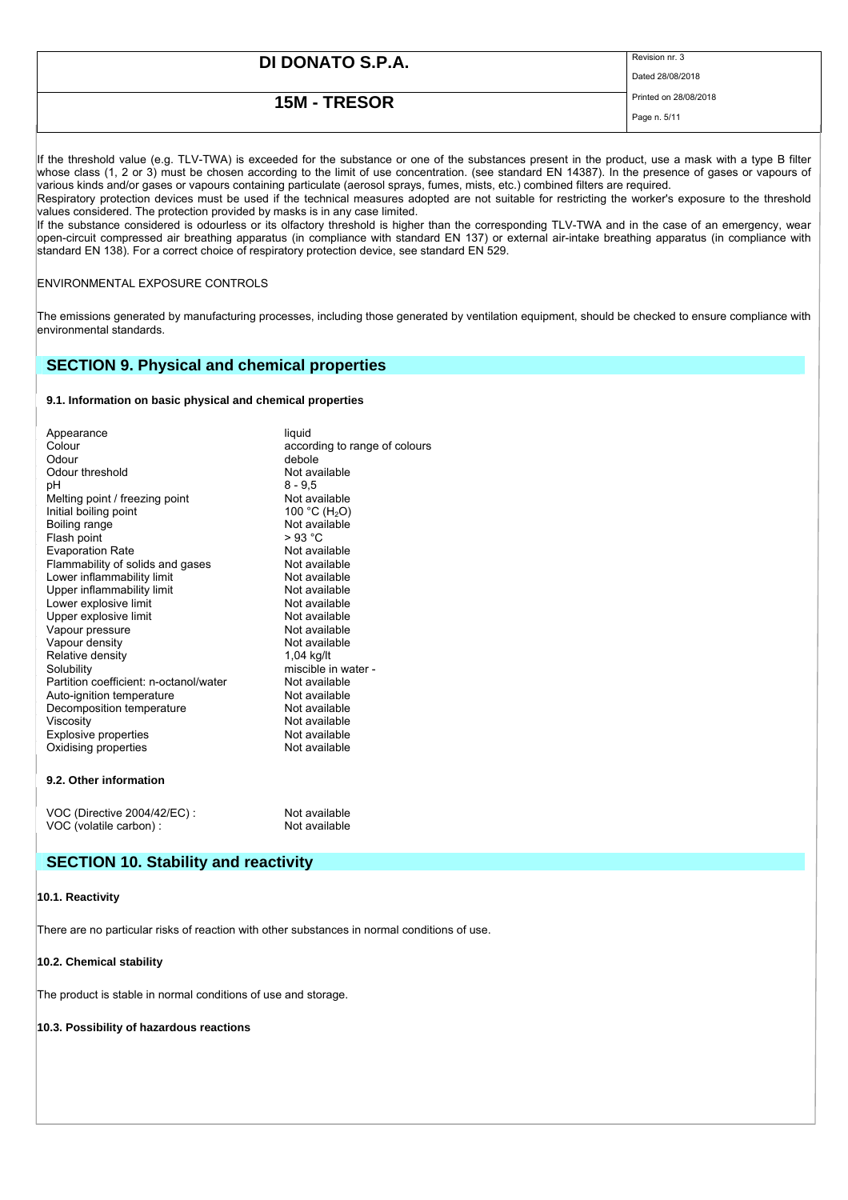If the threshold value (e.g. TLV-TWA) is exceeded for the substance or one of the substances present in the product, use a mask with a type B filter whose class (1, 2 or 3) must be chosen according to the limit of use concentration. (see standard EN 14387). In the presence of gases or vapours of various kinds and/or gases or vapours containing particulate (aerosol sprays, fumes, mists, etc.) combined filters are required.
Respiratory protection devices must be used if the technical measures adopted are not suitable for restricting the worker's exposure to the threshold values considered. The protection provided by masks is in any case limited.
If the substance considered is odourless or its olfactory threshold is higher than the corresponding TLV-TWA and in the case of an emergency, wear open-circuit compressed air breathing apparatus (in compliance with standard EN 137) or external air-intake breathing apparatus (in compliance with standard EN 138). For a correct choice of respiratory protection device, see standard EN 529.

ENVIRONMENTAL EXPOSURE CONTROLS

The emissions generated by manufacturing processes, including those generated by ventilation equipment, should be checked to ensure compliance with environmental standards.

## SECTION 9. Physical and chemical properties

### 9.1. Information on basic physical and chemical properties

| | |
|---|---|
| Appearance | liquid |
| Colour | according to range of colours |
| Odour | debole |
| Odour threshold | Not available |
| pH | 8 - 9,5 |
| Melting point / freezing point | Not available |
| Initial boiling point | 100 °C ($H_2O$) |
| Boiling range | Not available |
| Flash point | > 93 °C |
| Evaporation Rate | Not available |
| Flammability of solids and gases | Not available |
| Lower inflammability limit | Not available |
| Upper inflammability limit | Not available |
| Lower explosive limit | Not available |
| Upper explosive limit | Not available |
| Vapour pressure | Not available |
| Vapour density | Not available |
| Relative density | 1,04 kg/lt |
| Solubility | miscible in water - |
| Partition coefficient: n-octanol/water | Not available |
| Auto-ignition temperature | Not available |
| Decomposition temperature | Not available |
| Viscosity | Not available |
| Explosive properties | Not available |
| Oxidising properties | Not available |

### 9.2. Other information

| | |
|---|---|
| VOC (Directive 2004/42/EC) : | Not available |
| VOC (volatile carbon) : | Not available |

## SECTION 10. Stability and reactivity

### 10.1. Reactivity

There are no particular risks of reaction with other substances in normal conditions of use.

### 10.2. Chemical stability

The product is stable in normal conditions of use and storage.

### 10.3. Possibility of hazardous reactions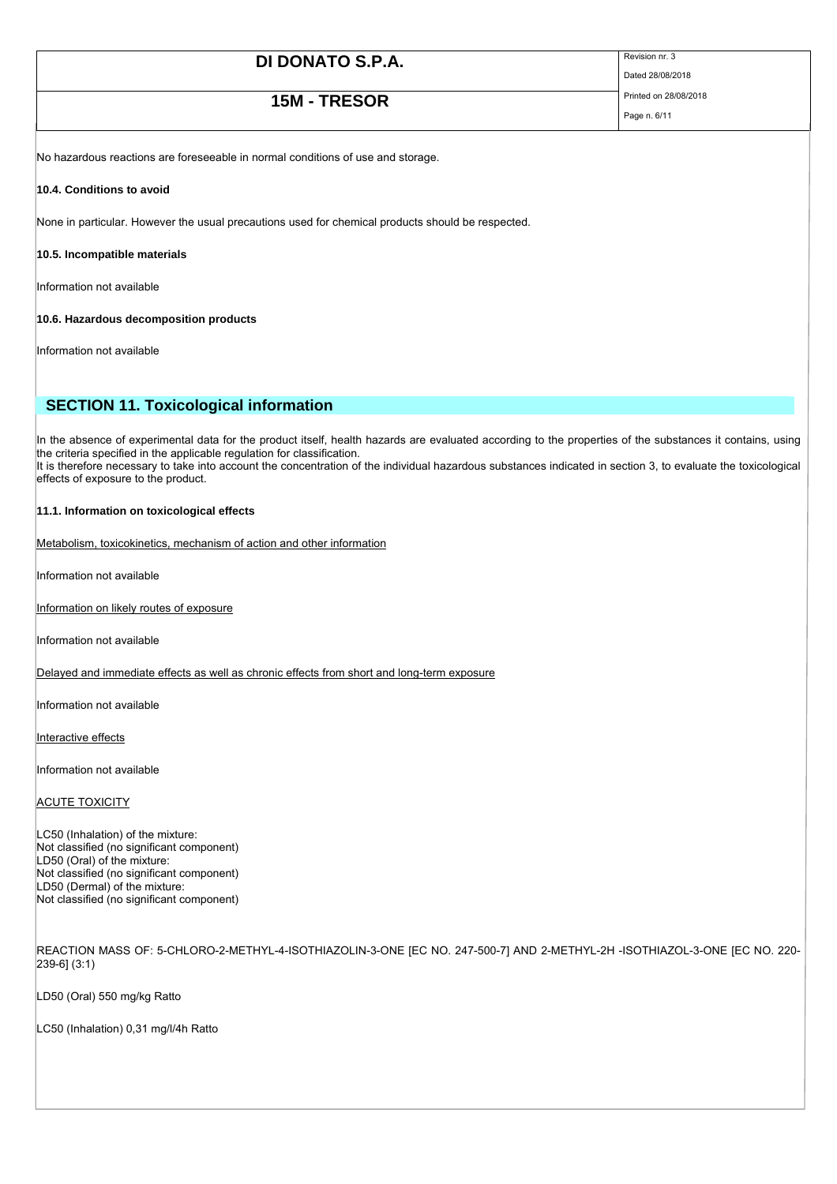No hazardous reactions are foreseeable in normal conditions of use and storage.

**10.4. Conditions to avoid**

None in particular. However the usual precautions used for chemical products should be respected.

**10.5. Incompatible materials**

Information not available

**10.6. Hazardous decomposition products**

Information not available

## SECTION 11. Toxicological information

In the absence of experimental data for the product itself, health hazards are evaluated according to the properties of the substances it contains, using the criteria specified in the applicable regulation for classification.
It is therefore necessary to take into account the concentration of the individual hazardous substances indicated in section 3, to evaluate the toxicological effects of exposure to the product.

**11.1. Information on toxicological effects**

Metabolism, toxicokinetics, mechanism of action and other information

Information not available

Information on likely routes of exposure

Information not available

Delayed and immediate effects as well as chronic effects from short and long-term exposure

Information not available

Interactive effects

Information not available

ACUTE TOXICITY

LC50 (Inhalation) of the mixture:
Not classified (no significant component)
LD50 (Oral) of the mixture:
Not classified (no significant component)
LD50 (Dermal) of the mixture:
Not classified (no significant component)

REACTION MASS OF: 5-CHLORO-2-METHYL-4-ISOTHIAZOLIN-3-ONE [EC NO. 247-500-7] AND 2-METHYL-2H -ISOTHIAZOL-3-ONE [EC NO. 220-239-6] (3:1)

LD50 (Oral) 550 mg/kg Ratto

LC50 (Inhalation) 0,31 mg/l/4h Ratto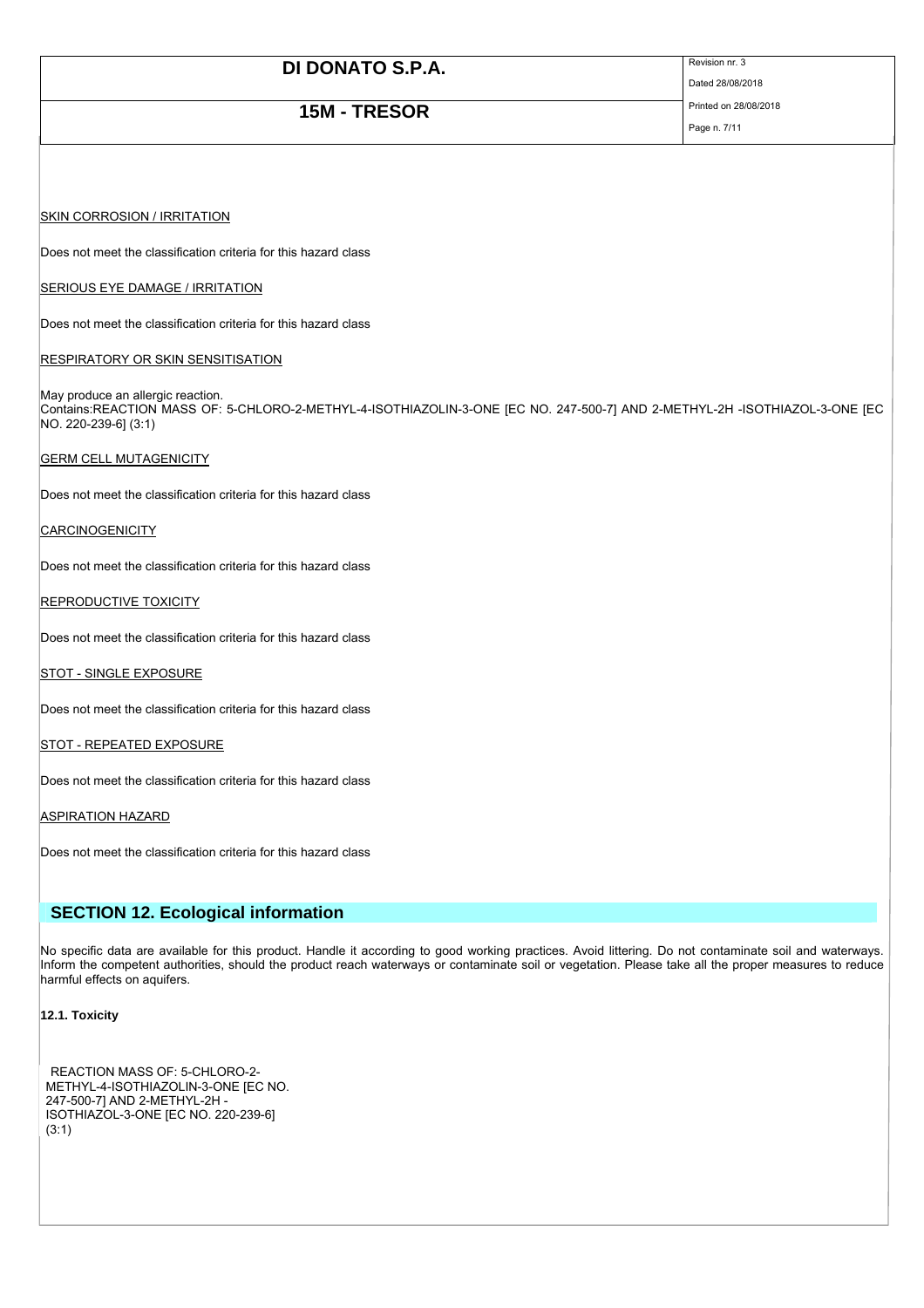SKIN CORROSION / IRRITATION

Does not meet the classification criteria for this hazard class

SERIOUS EYE DAMAGE / IRRITATION

Does not meet the classification criteria for this hazard class

RESPIRATORY OR SKIN SENSITISATION

May produce an allergic reaction.
Contains:REACTION MASS OF: 5-CHLORO-2-METHYL-4-ISOTHIAZOLIN-3-ONE [EC NO. 247-500-7] AND 2-METHYL-2H -ISOTHIAZOL-3-ONE [EC NO. 220-239-6] (3:1)

GERM CELL MUTAGENICITY

Does not meet the classification criteria for this hazard class

CARCINOGENICITY

Does not meet the classification criteria for this hazard class

REPRODUCTIVE TOXICITY

Does not meet the classification criteria for this hazard class

STOT - SINGLE EXPOSURE

Does not meet the classification criteria for this hazard class

STOT - REPEATED EXPOSURE

Does not meet the classification criteria for this hazard class

ASPIRATION HAZARD

Does not meet the classification criteria for this hazard class

## SECTION 12. Ecological information

No specific data are available for this product. Handle it according to good working practices. Avoid littering. Do not contaminate soil and waterways. Inform the competent authorities, should the product reach waterways or contaminate soil or vegetation. Please take all the proper measures to reduce harmful effects on aquifers.

**12.1. Toxicity**

REACTION MASS OF: 5-CHLORO-2-METHYL-4-ISOTHIAZOLIN-3-ONE [EC NO. 247-500-7] AND 2-METHYL-2H - ISOTHIAZOL-3-ONE [EC NO. 220-239-6] (3:1)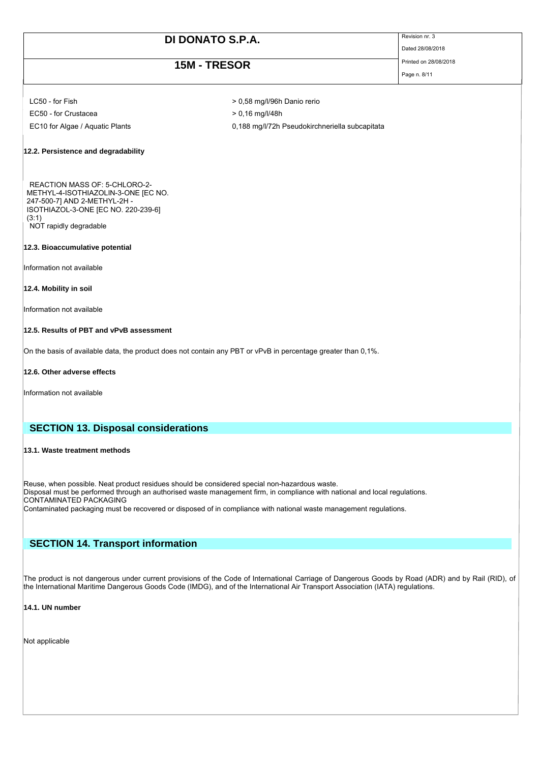| | |
|---|---|
| LC50 - for Fish | > 0,58 mg/l/96h Danio rerio |
| EC50 - for Crustacea | > 0,16 mg/l/48h |
| EC10 for Algae / Aquatic Plants | 0,188 mg/l/72h Pseudokirchneriella subcapitata |

**12.2. Persistence and degradability**

REACTION MASS OF: 5-CHLORO-2-METHYL-4-ISOTHIAZOLIN-3-ONE [EC NO. 247-500-7] AND 2-METHYL-2H -ISOTHIAZOL-3-ONE [EC NO. 220-239-6] (3:1)
NOT rapidly degradable

**12.3. Bioaccumulative potential**

Information not available

**12.4. Mobility in soil**

Information not available

**12.5. Results of PBT and vPvB assessment**

On the basis of available data, the product does not contain any PBT or vPvB in percentage greater than 0,1%.

**12.6. Other adverse effects**

Information not available

## SECTION 13. Disposal considerations

**13.1. Waste treatment methods**

Reuse, when possible. Neat product residues should be considered special non-hazardous waste.
Disposal must be performed through an authorised waste management firm, in compliance with national and local regulations.
CONTAMINATED PACKAGING
Contaminated packaging must be recovered or disposed of in compliance with national waste management regulations.

## SECTION 14. Transport information

The product is not dangerous under current provisions of the Code of International Carriage of Dangerous Goods by Road (ADR) and by Rail (RID), of the International Maritime Dangerous Goods Code (IMDG), and of the International Air Transport Association (IATA) regulations.

**14.1. UN number**

Not applicable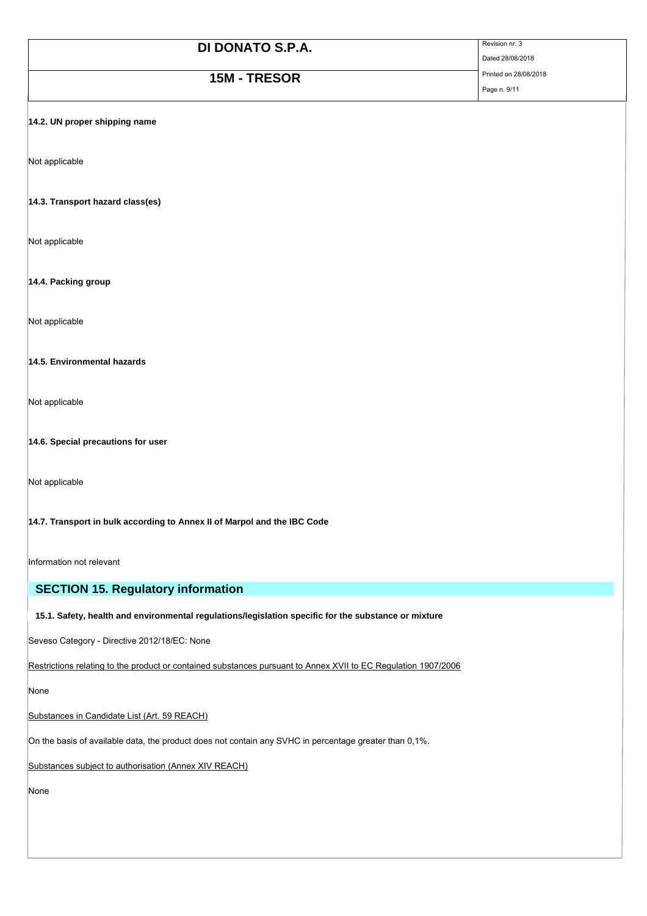**14.2. UN proper shipping name**

Not applicable

**14.3. Transport hazard class(es)**

Not applicable

**14.4. Packing group**

Not applicable

**14.5. Environmental hazards**

Not applicable

**14.6. Special precautions for user**

Not applicable

**14.7. Transport in bulk according to Annex II of Marpol and the IBC Code**

Information not relevant

## SECTION 15. Regulatory information

**15.1. Safety, health and environmental regulations/legislation specific for the substance or mixture**

Seveso Category - Directive 2012/18/EC: None

Restrictions relating to the product or contained substances pursuant to Annex XVII to EC Regulation 1907/2006

None

Substances in Candidate List (Art. 59 REACH)

On the basis of available data, the product does not contain any SVHC in percentage greater than 0,1%.

Substances subject to authorisation (Annex XIV REACH)

None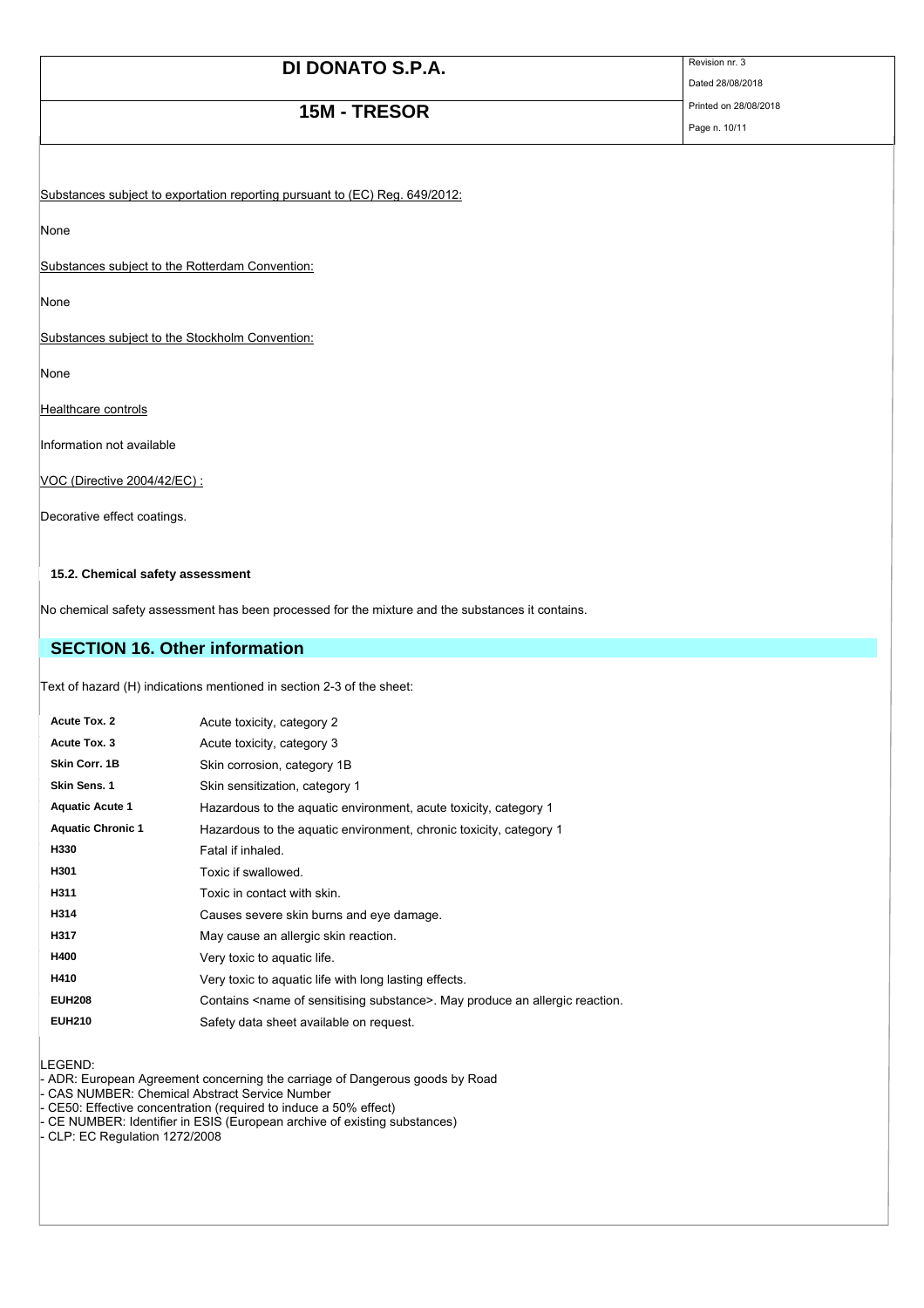Substances subject to exportation reporting pursuant to (EC) Reg. 649/2012:

None

Substances subject to the Rotterdam Convention:

None

Substances subject to the Stockholm Convention:

None

Healthcare controls

Information not available

VOC (Directive 2004/42/EC) :

Decorative effect coatings.

### 15.2. Chemical safety assessment

No chemical safety assessment has been processed for the mixture and the substances it contains.

## SECTION 16. Other information

Text of hazard (H) indications mentioned in section 2-3 of the sheet:

| | |
|---|---|
| **Acute Tox. 2** | Acute toxicity, category 2 |
| **Acute Tox. 3** | Acute toxicity, category 3 |
| **Skin Corr. 1B** | Skin corrosion, category 1B |
| **Skin Sens. 1** | Skin sensitization, category 1 |
| **Aquatic Acute 1** | Hazardous to the aquatic environment, acute toxicity, category 1 |
| **Aquatic Chronic 1** | Hazardous to the aquatic environment, chronic toxicity, category 1 |
| **H330** | Fatal if inhaled. |
| **H301** | Toxic if swallowed. |
| **H311** | Toxic in contact with skin. |
| **H314** | Causes severe skin burns and eye damage. |
| **H317** | May cause an allergic skin reaction. |
| **H400** | Very toxic to aquatic life. |
| **H410** | Very toxic to aquatic life with long lasting effects. |
| **EUH208** | Contains <name of sensitising substance>. May produce an allergic reaction. |
| **EUH210** | Safety data sheet available on request. |

LEGEND:
- ADR: European Agreement concerning the carriage of Dangerous goods by Road
- CAS NUMBER: Chemical Abstract Service Number
- CE50: Effective concentration (required to induce a 50% effect)
- CE NUMBER: Identifier in ESIS (European archive of existing substances)
- CLP: EC Regulation 1272/2008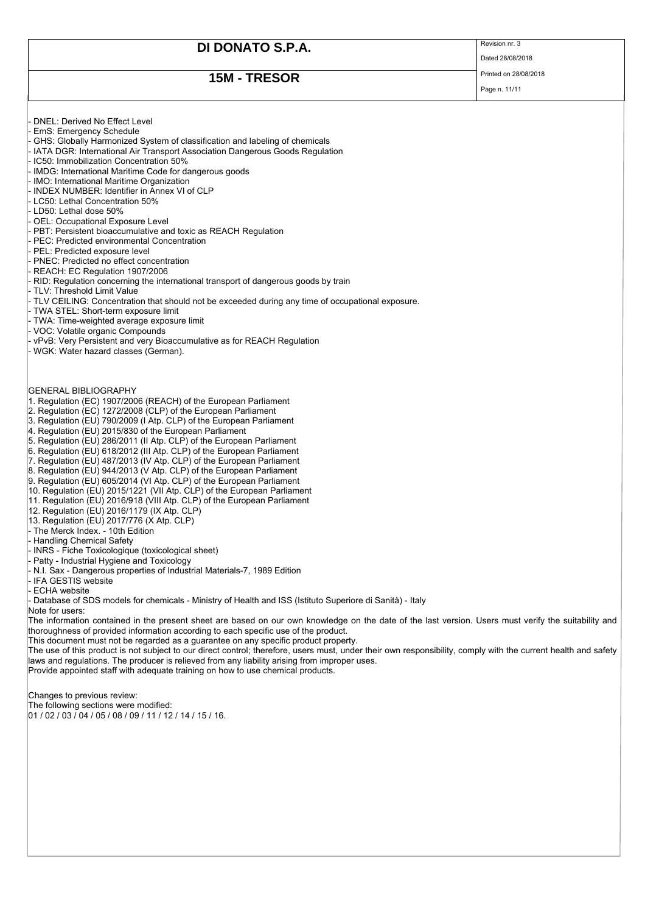- DNEL: Derived No Effect Level
- EmS: Emergency Schedule
- GHS: Globally Harmonized System of classification and labeling of chemicals
- IATA DGR: International Air Transport Association Dangerous Goods Regulation
- IC50: Immobilization Concentration 50%
- IMDG: International Maritime Code for dangerous goods
- IMO: International Maritime Organization
- INDEX NUMBER: Identifier in Annex VI of CLP
- LC50: Lethal Concentration 50%
- LD50: Lethal dose 50%
- OEL: Occupational Exposure Level
- PBT: Persistent bioaccumulative and toxic as REACH Regulation
- PEC: Predicted environmental Concentration
- PEL: Predicted exposure level
- PNEC: Predicted no effect concentration
- REACH: EC Regulation 1907/2006
- RID: Regulation concerning the international transport of dangerous goods by train
- TLV: Threshold Limit Value
- TLV CEILING: Concentration that should not be exceeded during any time of occupational exposure.
- TWA STEL: Short-term exposure limit
- TWA: Time-weighted average exposure limit
- VOC: Volatile organic Compounds
- vPvB: Very Persistent and very Bioaccumulative as for REACH Regulation
- WGK: Water hazard classes (German).

GENERAL BIBLIOGRAPHY

1. Regulation (EC) 1907/2006 (REACH) of the European Parliament
2. Regulation (EC) 1272/2008 (CLP) of the European Parliament
3. Regulation (EU) 790/2009 (I Atp. CLP) of the European Parliament
4. Regulation (EU) 2015/830 of the European Parliament
5. Regulation (EU) 286/2011 (II Atp. CLP) of the European Parliament
6. Regulation (EU) 618/2012 (III Atp. CLP) of the European Parliament
7. Regulation (EU) 487/2013 (IV Atp. CLP) of the European Parliament
8. Regulation (EU) 944/2013 (V Atp. CLP) of the European Parliament
9. Regulation (EU) 605/2014 (VI Atp. CLP) of the European Parliament
10. Regulation (EU) 2015/1221 (VII Atp. CLP) of the European Parliament
11. Regulation (EU) 2016/918 (VIII Atp. CLP) of the European Parliament
12. Regulation (EU) 2016/1179 (IX Atp. CLP)
13. Regulation (EU) 2017/776 (X Atp. CLP)

- The Merck Index. - 10th Edition
- Handling Chemical Safety
- INRS - Fiche Toxicologique (toxicological sheet)
- Patty - Industrial Hygiene and Toxicology
- N.I. Sax - Dangerous properties of Industrial Materials-7, 1989 Edition
- IFA GESTIS website
- ECHA website
- Database of SDS models for chemicals - Ministry of Health and ISS (Istituto Superiore di Sanità) - Italy

Note for users:
The information contained in the present sheet are based on our own knowledge on the date of the last version. Users must verify the suitability and thoroughness of provided information according to each specific use of the product.
This document must not be regarded as a guarantee on any specific product property.
The use of this product is not subject to our direct control; therefore, users must, under their own responsibility, comply with the current health and safety laws and regulations. The producer is relieved from any liability arising from improper uses.
Provide appointed staff with adequate training on how to use chemical products.

Changes to previous review:
The following sections were modified:
01 / 02 / 03 / 04 / 05 / 08 / 09 / 11 / 12 / 14 / 15 / 16.